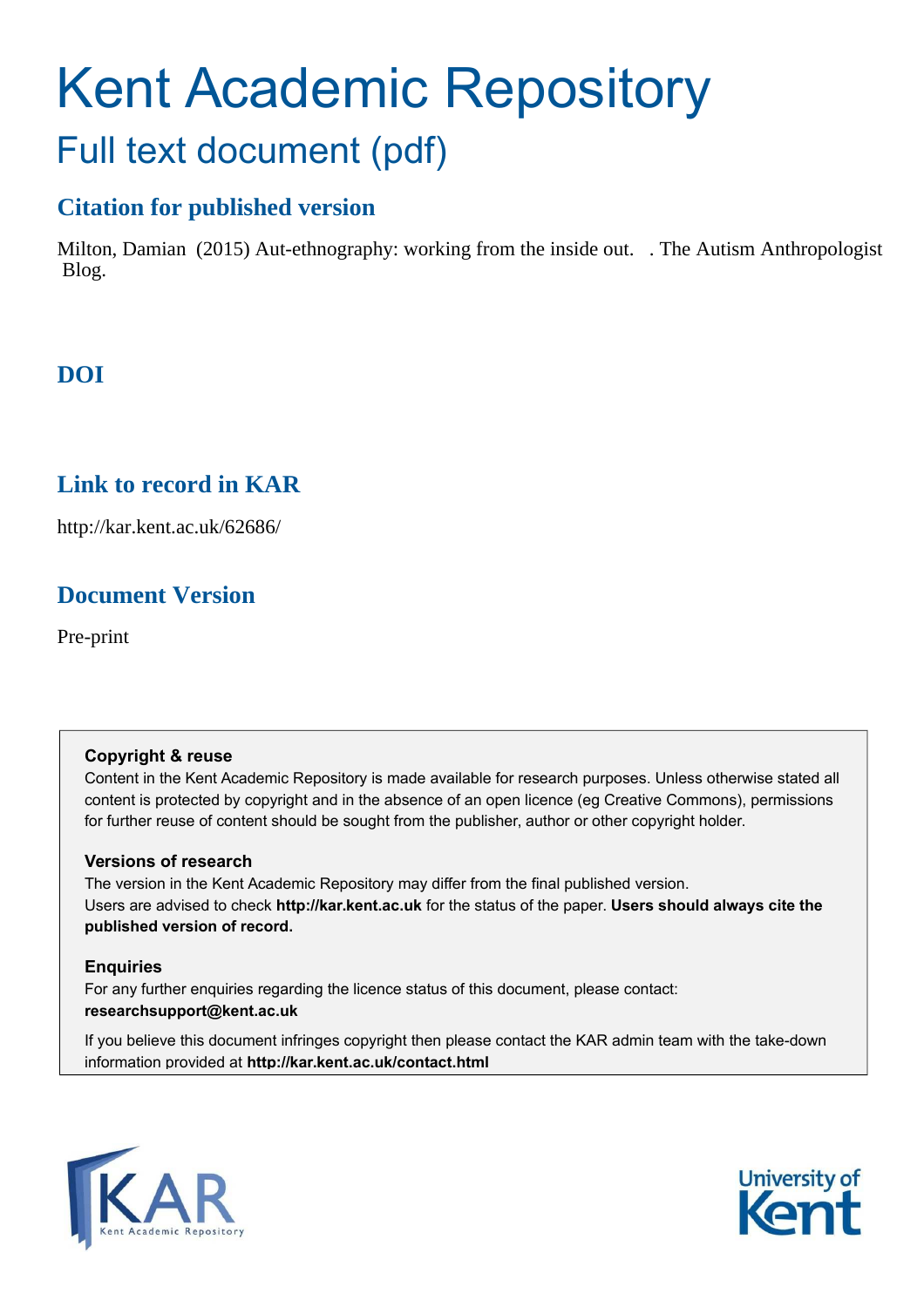# Kent Academic Repository

## Full text document (pdf)

### Citation for published version

Milton, Damian (2015) Aut-ethnography: working from the inside out. . The Autism Anthropologist Blog.

### DOI

### Link to record in KAR

http://kar.kent.ac.uk/62686/

### Document Version

Pre-print

**Copyright & reuse**

Content in the Kent Academic Repository is made available for research purposes. Unless otherwise stated all content is protected by copyright and in the absence of an open licence (eg Creative Commons), permissions for further reuse of content should be sought from the publisher, author or other copyright holder.

**Versions of research**

The version in the Kent Academic Repository may differ from the final published version. Users are advised to check **http://kar.kent.ac.uk** for the status of the paper. **Users should always cite the published version of record.**

**Enquiries**

For any further enquiries regarding the licence status of this document, please contact: **researchsupport@kent.ac.uk**

If you believe this document infringes copyright then please contact the KAR admin team with the take-down information provided at **http://kar.kent.ac.uk/contact.html**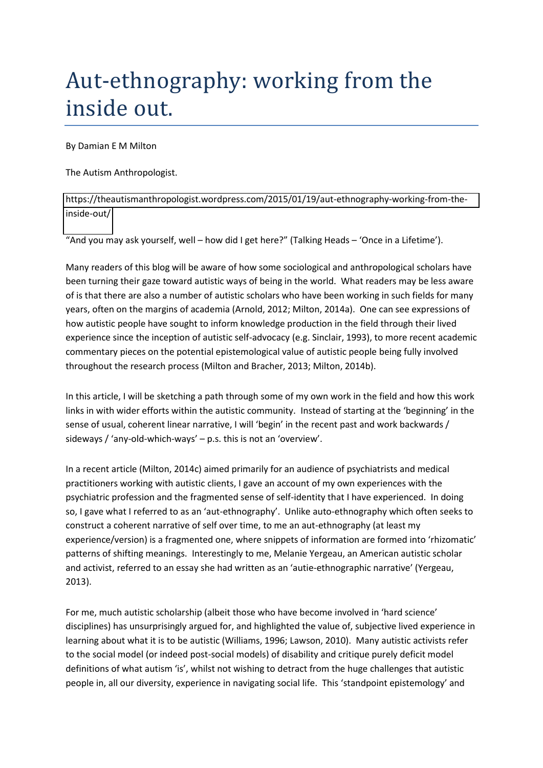# Aut-ethnography: working from the inside out.

By Damian E M Milton

The Autism Anthropologist.

https://theautismanthropologist.wordpress.com/2015/01/19/aut-ethnography-working-from-the-inside-out/

"And you may ask yourself, well – how did I get here?" (Talking Heads – 'Once in a Lifetime').

Many readers of this blog will be aware of how some sociological and anthropological scholars have been turning their gaze toward autistic ways of being in the world. What readers may be less aware of is that there are also a number of autistic scholars who have been working in such fields for many years, often on the margins of academia (Arnold, 2012; Milton, 2014a). One can see expressions of how autistic people have sought to inform knowledge production in the field through their lived experience since the inception of autistic self-advocacy (e.g. Sinclair, 1993), to more recent academic commentary pieces on the potential epistemological value of autistic people being fully involved throughout the research process (Milton and Bracher, 2013; Milton, 2014b).

In this article, I will be sketching a path through some of my own work in the field and how this work links in with wider efforts within the autistic community. Instead of starting at the 'beginning' in the sense of usual, coherent linear narrative, I will 'begin' in the recent past and work backwards / sideways / 'any-old-which-ways' – p.s. this is not an 'overview'.

In a recent article (Milton, 2014c) aimed primarily for an audience of psychiatrists and medical practitioners working with autistic clients, I gave an account of my own experiences with the psychiatric profession and the fragmented sense of self-identity that I have experienced. In doing so, I gave what I referred to as an 'aut-ethnography'. Unlike auto-ethnography which often seeks to construct a coherent narrative of self over time, to me an aut-ethnography (at least my experience/version) is a fragmented one, where snippets of information are formed into 'rhizomatic' patterns of shifting meanings. Interestingly to me, Melanie Yergeau, an American autistic scholar and activist, referred to an essay she had written as an 'autie-ethnographic narrative' (Yergeau, 2013).

For me, much autistic scholarship (albeit those who have become involved in 'hard science' disciplines) has unsurprisingly argued for, and highlighted the value of, subjective lived experience in learning about what it is to be autistic (Williams, 1996; Lawson, 2010). Many autistic activists refer to the social model (or indeed post-social models) of disability and critique purely deficit model definitions of what autism 'is', whilst not wishing to detract from the huge challenges that autistic people in, all our diversity, experience in navigating social life. This 'standpoint epistemology' and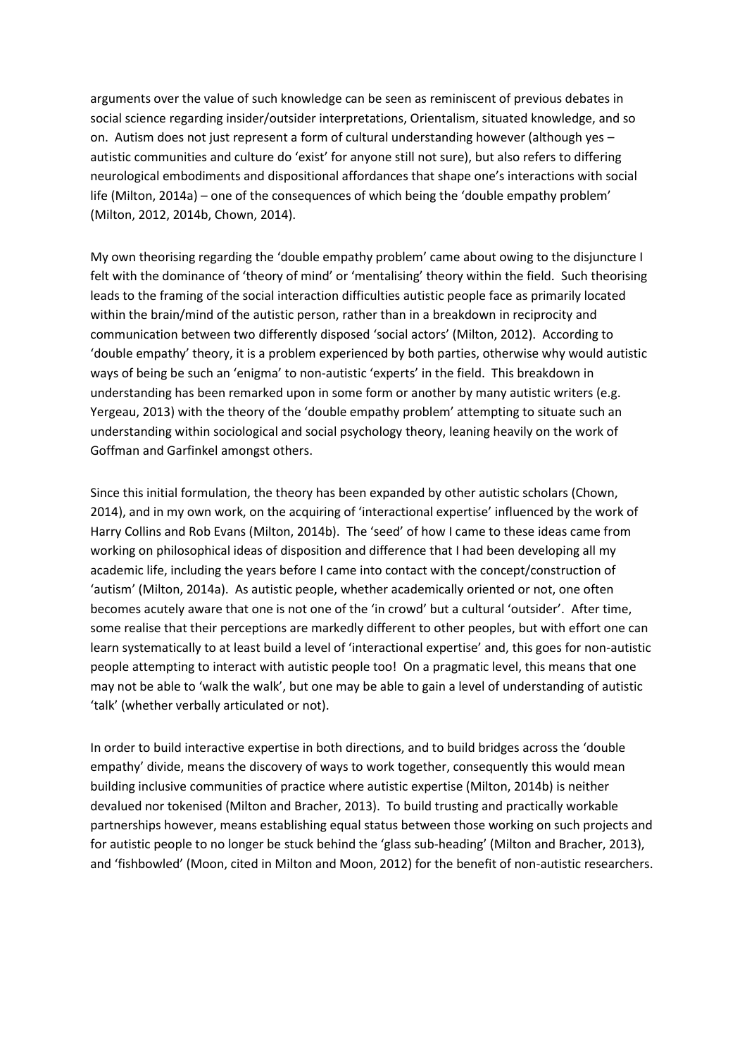arguments over the value of such knowledge can be seen as reminiscent of previous debates in social science regarding insider/outsider interpretations, Orientalism, situated knowledge, and so on. Autism does not just represent a form of cultural understanding however (although yes – autistic communities and culture do 'exist' for anyone still not sure), but also refers to differing neurological embodiments and dispositional affordances that shape one's interactions with social life (Milton, 2014a) – one of the consequences of which being the 'double empathy problem' (Milton, 2012, 2014b, Chown, 2014).

My own theorising regarding the 'double empathy problem' came about owing to the disjuncture I felt with the dominance of 'theory of mind' or 'mentalising' theory within the field. Such theorising leads to the framing of the social interaction difficulties autistic people face as primarily located within the brain/mind of the autistic person, rather than in a breakdown in reciprocity and communication between two differently disposed 'social actors' (Milton, 2012). According to 'double empathy' theory, it is a problem experienced by both parties, otherwise why would autistic ways of being be such an 'enigma' to non-autistic 'experts' in the field. This breakdown in understanding has been remarked upon in some form or another by many autistic writers (e.g. Yergeau, 2013) with the theory of the 'double empathy problem' attempting to situate such an understanding within sociological and social psychology theory, leaning heavily on the work of Goffman and Garfinkel amongst others.

Since this initial formulation, the theory has been expanded by other autistic scholars (Chown, 2014), and in my own work, on the acquiring of 'interactional expertise' influenced by the work of Harry Collins and Rob Evans (Milton, 2014b). The 'seed' of how I came to these ideas came from working on philosophical ideas of disposition and difference that I had been developing all my academic life, including the years before I came into contact with the concept/construction of 'autism' (Milton, 2014a). As autistic people, whether academically oriented or not, one often becomes acutely aware that one is not one of the 'in crowd' but a cultural 'outsider'. After time, some realise that their perceptions are markedly different to other peoples, but with effort one can learn systematically to at least build a level of 'interactional expertise' and, this goes for non-autistic people attempting to interact with autistic people too! On a pragmatic level, this means that one may not be able to 'walk the walk', but one may be able to gain a level of understanding of autistic 'talk' (whether verbally articulated or not).

In order to build interactive expertise in both directions, and to build bridges across the 'double empathy' divide, means the discovery of ways to work together, consequently this would mean building inclusive communities of practice where autistic expertise (Milton, 2014b) is neither devalued nor tokenised (Milton and Bracher, 2013). To build trusting and practically workable partnerships however, means establishing equal status between those working on such projects and for autistic people to no longer be stuck behind the 'glass sub-heading' (Milton and Bracher, 2013), and 'fishbowled' (Moon, cited in Milton and Moon, 2012) for the benefit of non-autistic researchers.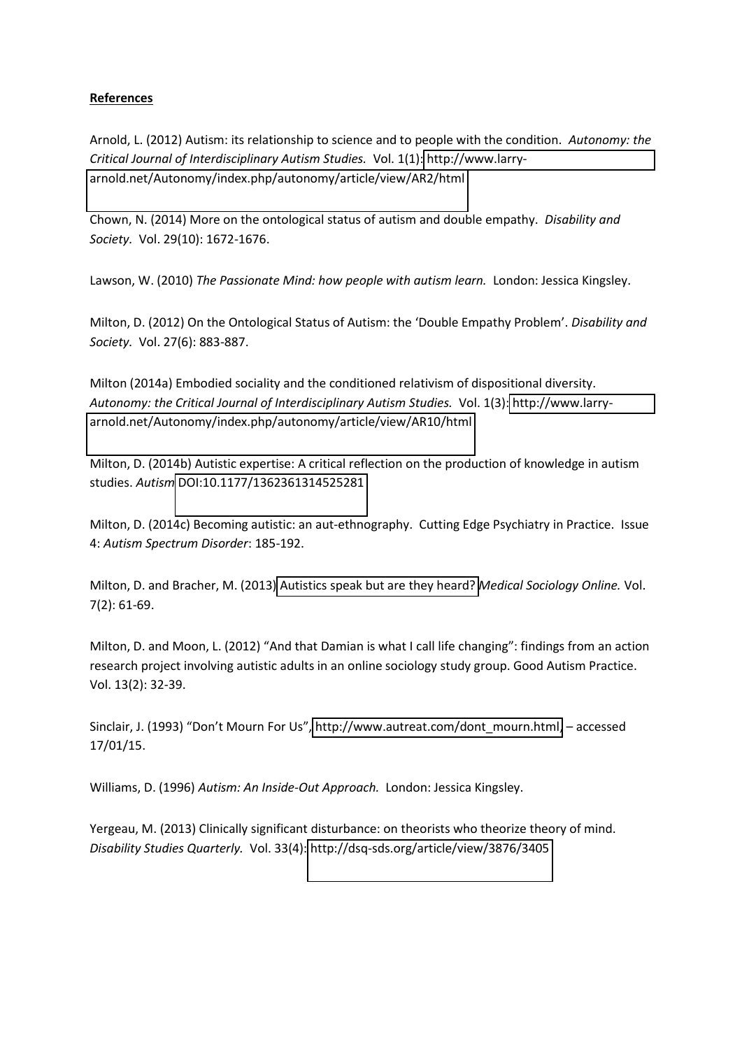**References**

Arnold, L. (2012) Autism: its relationship to science and to people with the condition. *Autonomy: the Critical Journal of Interdisciplinary Autism Studies.* Vol. 1(1): http://www.larry-arnold.net/Autonomy/index.php/autonomy/article/view/AR2/html

Chown, N. (2014) More on the ontological status of autism and double empathy. *Disability and Society.* Vol. 29(10): 1672-1676.

Lawson, W. (2010) *The Passionate Mind: how people with autism learn.* London: Jessica Kingsley.

Milton, D. (2012) On the Ontological Status of Autism: the 'Double Empathy Problem'. *Disability and Society.* Vol. 27(6): 883-887.

Milton (2014a) Embodied sociality and the conditioned relativism of dispositional diversity. *Autonomy: the Critical Journal of Interdisciplinary Autism Studies.* Vol. 1(3): http://www.larry-arnold.net/Autonomy/index.php/autonomy/article/view/AR10/html

Milton, D. (2014b) Autistic expertise: A critical reflection on the production of knowledge in autism studies. *Autism* DOI:10.1177/1362361314525281

Milton, D. (2014c) Becoming autistic: an aut-ethnography. Cutting Edge Psychiatry in Practice. Issue 4: *Autism Spectrum Disorder*: 185-192.

Milton, D. and Bracher, M. (2013) Autistics speak but are they heard? *Medical Sociology Online.* Vol. 7(2): 61-69.

Milton, D. and Moon, L. (2012) "And that Damian is what I call life changing": findings from an action research project involving autistic adults in an online sociology study group. Good Autism Practice. Vol. 13(2): 32-39.

Sinclair, J. (1993) "Don't Mourn For Us", http://www.autreat.com/dont_mourn.html, – accessed 17/01/15.

Williams, D. (1996) *Autism: An Inside-Out Approach.* London: Jessica Kingsley.

Yergeau, M. (2013) Clinically significant disturbance: on theorists who theorize theory of mind. *Disability Studies Quarterly.* Vol. 33(4): http://dsq-sds.org/article/view/3876/3405